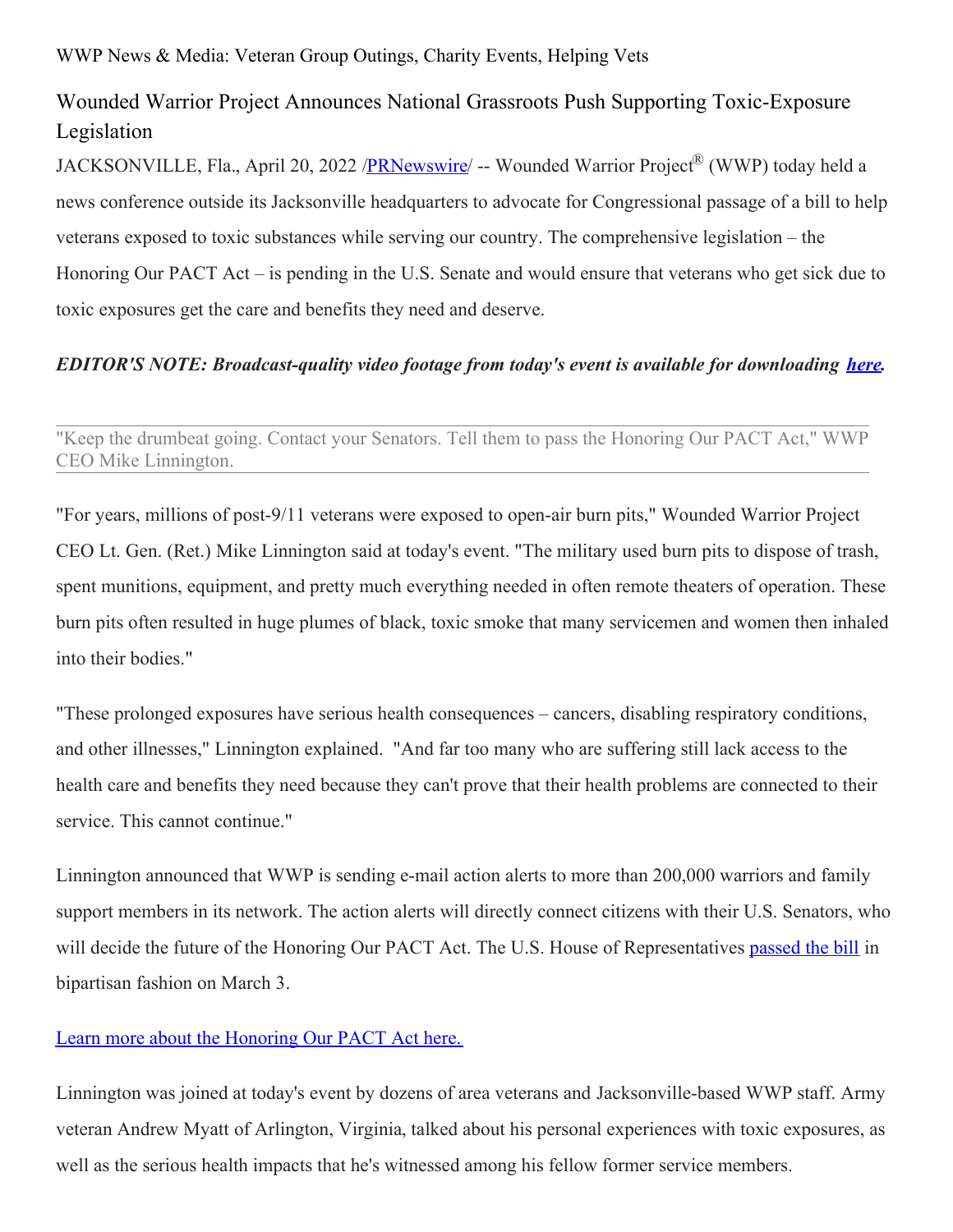WWP News & Media: Veteran Group Outings, Charity Events, Helping Vets

# Wounded Warrior Project Announces National Grassroots Push Supporting Toxic-Exposure Legislation

JACKSONVILLE, Fla., April 20, 2022 /PRNewswire/ -- Wounded Warrior Project® (WWP) today held a news conference outside its Jacksonville headquarters to advocate for Congressional passage of a bill to help veterans exposed to toxic substances while serving our country. The comprehensive legislation – the Honoring Our PACT Act – is pending in the U.S. Senate and would ensure that veterans who get sick due to toxic exposures get the care and benefits they need and deserve.

***EDITOR'S NOTE: Broadcast-quality video footage from today's event is available for downloading here.***

---

"Keep the drumbeat going. Contact your Senators. Tell them to pass the Honoring Our PACT Act," WWP CEO Mike Linnington.

---

"For years, millions of post-9/11 veterans were exposed to open-air burn pits," Wounded Warrior Project CEO Lt. Gen. (Ret.) Mike Linnington said at today's event. "The military used burn pits to dispose of trash, spent munitions, equipment, and pretty much everything needed in often remote theaters of operation. These burn pits often resulted in huge plumes of black, toxic smoke that many servicemen and women then inhaled into their bodies."

"These prolonged exposures have serious health consequences – cancers, disabling respiratory conditions, and other illnesses," Linnington explained. "And far too many who are suffering still lack access to the health care and benefits they need because they can't prove that their health problems are connected to their service. This cannot continue."

Linnington announced that WWP is sending e-mail action alerts to more than 200,000 warriors and family support members in its network. The action alerts will directly connect citizens with their U.S. Senators, who will decide the future of the Honoring Our PACT Act. The U.S. House of Representatives passed the bill in bipartisan fashion on March 3.

Learn more about the Honoring Our PACT Act here.

Linnington was joined at today's event by dozens of area veterans and Jacksonville-based WWP staff. Army veteran Andrew Myatt of Arlington, Virginia, talked about his personal experiences with toxic exposures, as well as the serious health impacts that he's witnessed among his fellow former service members.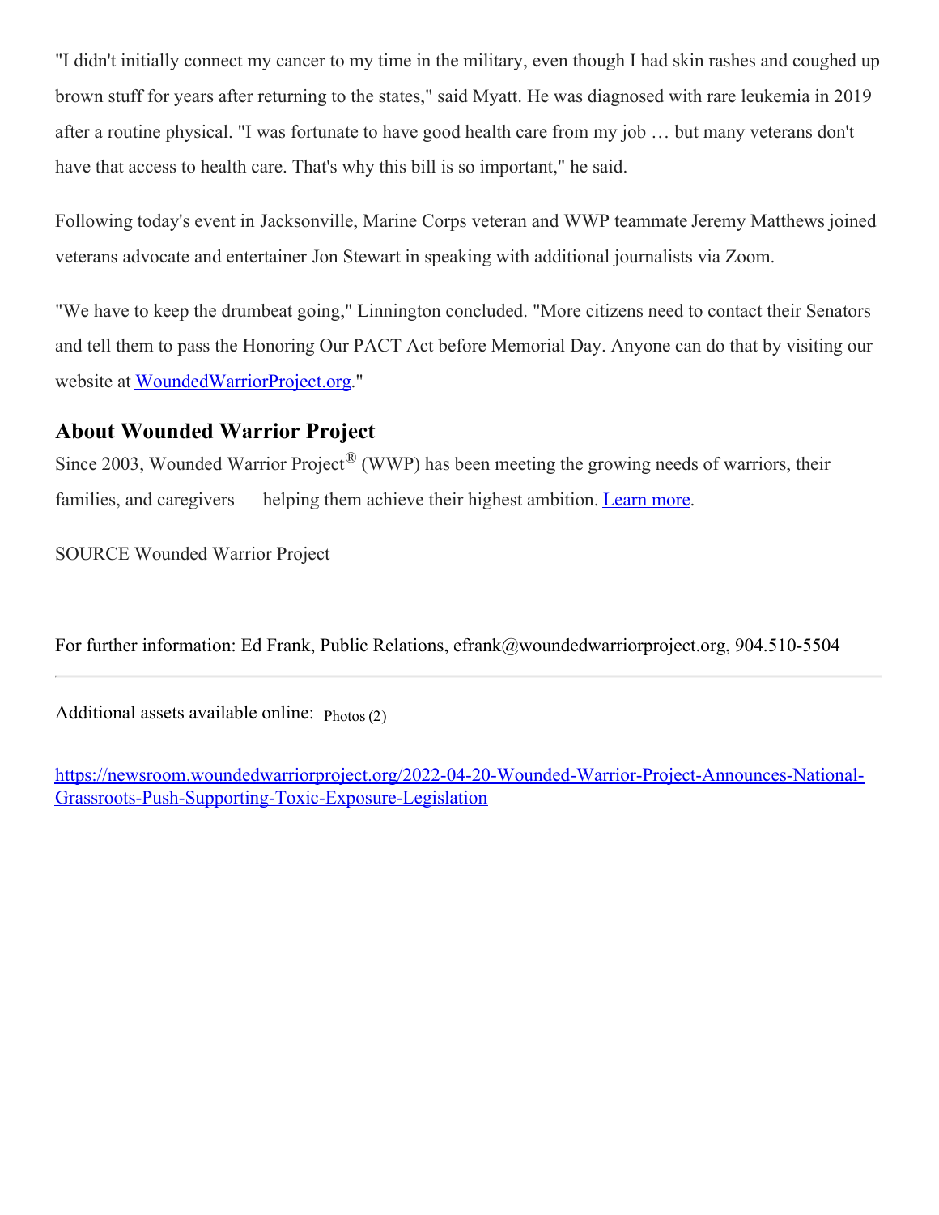"I didn't initially connect my cancer to my time in the military, even though I had skin rashes and coughed up brown stuff for years after returning to the states," said Myatt. He was diagnosed with rare leukemia in 2019 after a routine physical. "I was fortunate to have good health care from my job … but many veterans don't have that access to health care. That's why this bill is so important," he said.

Following today's event in Jacksonville, Marine Corps veteran and WWP teammate Jeremy Matthews joined veterans advocate and entertainer Jon Stewart in speaking with additional journalists via Zoom.

"We have to keep the drumbeat going," Linnington concluded. "More citizens need to contact their Senators and tell them to pass the Honoring Our PACT Act before Memorial Day. Anyone can do that by visiting our website at [WoundedWarriorProject.org](https://WoundedWarriorProject.org)."

## About Wounded Warrior Project

Since 2003, Wounded Warrior Project® (WWP) has been meeting the growing needs of warriors, their families, and caregivers — helping them achieve their highest ambition. Learn more.

SOURCE Wounded Warrior Project

For further information: Ed Frank, Public Relations, efrank@woundedwarriorproject.org, 904.510-5504

---

Additional assets available online: Photos (2)

[https://newsroom.woundedwarriorproject.org/2022-04-20-Wounded-Warrior-Project-Announces-National-Grassroots-Push-Supporting-Toxic-Exposure-Legislation](https://newsroom.woundedwarriorproject.org/2022-04-20-Wounded-Warrior-Project-Announces-National-Grassroots-Push-Supporting-Toxic-Exposure-Legislation)